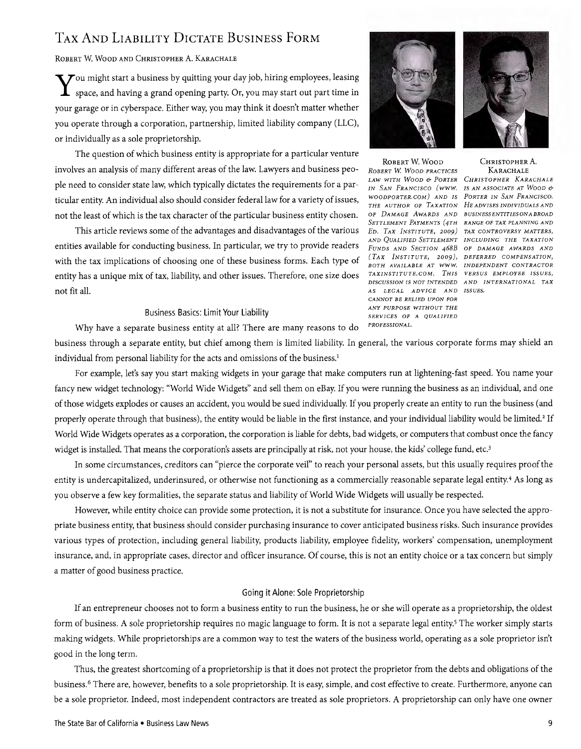# Tax And Liability Dictate Business Form

Robert W. Wood and Christopher A. Karachale

You might start a business by quitting your day job, hiring employees, leasing space, and having a grand opening party. Or, you may start out part time in your garage or in cyberspace. Either way, you may think it doesn't matter whether you operate through a corporation, partnership, limited liability company (LLC), or individually as a sole proprietorship.

The question of which business entity is appropriate for a particular venture involves an analysis of many different areas of the law. Lawyers and business people need to consider state law, which typically dictates the requirements for a particular entity. An individual also should consider federal law for a variety of issues, not the least of which is the tax character of the particular business entity chosen.

This article reviews some of the advantages and disadvantages of the various entities available for conducting business. In particular, we try to provide readers with the tax implications of choosing one of these business forms. Each type of entity has a unique mix of tax, liability, and other issues. Therefore, one size does not fit all.

**Robert W. Wood**
*Robert W. Wood practices law with Wood & Porter in San Francisco (www.woodporter.com) and is the author of Taxation of Damage Awards and Settlement Payments (4th Ed. Tax Institute, 2009) and Qualified Settlement Funds and Section 468B (Tax Institute, 2009), both available at www.taxinstitute.com. This discussion is not intended as legal advice and cannot be relied upon for any purpose without the services of a qualified professional.*

**Christopher A. Karachale**
*Christopher Karachale is an associate at Wood & Porter in San Francisco. He advises individuals and business entities on a broad range of tax planning and tax controversy matters, including the taxation of damage awards and deferred compensation, independent contractor versus employee issues, and international tax issues.*

## Business Basics: Limit Your Liability

Why have a separate business entity at all? There are many reasons to do business through a separate entity, but chief among them is limited liability. In general, the various corporate forms may shield an individual from personal liability for the acts and omissions of the business.[1]

For example, let's say you start making widgets in your garage that make computers run at lightening-fast speed. You name your fancy new widget technology: "World Wide Widgets" and sell them on eBay. If you were running the business as an individual, and one of those widgets explodes or causes an accident, you would be sued individually. If you properly create an entity to run the business (and properly operate through that business), the entity would be liable in the first instance, and your individual liability would be limited.[2] If World Wide Widgets operates as a corporation, the corporation is liable for debts, bad widgets, or computers that combust once the fancy widget is installed. That means the corporation's assets are principally at risk, not your house, the kids' college fund, etc.[3]

In some circumstances, creditors can "pierce the corporate veil" to reach your personal assets, but this usually requires proof the entity is undercapitalized, underinsured, or otherwise not functioning as a commercially reasonable separate legal entity.[4] As long as you observe a few key formalities, the separate status and liability of World Wide Widgets will usually be respected.

However, while entity choice can provide some protection, it is not a substitute for insurance. Once you have selected the appropriate business entity, that business should consider purchasing insurance to cover anticipated business risks. Such insurance provides various types of protection, including general liability, products liability, employee fidelity, workers' compensation, unemployment insurance, and, in appropriate cases, director and officer insurance. Of course, this is not an entity choice or a tax concern but simply a matter of good business practice.

## Going it Alone: Sole Proprietorship

If an entrepreneur chooses not to form a business entity to run the business, he or she will operate as a proprietorship, the oldest form of business. A sole proprietorship requires no magic language to form. It is not a separate legal entity.[5] The worker simply starts making widgets. While proprietorships are a common way to test the waters of the business world, operating as a sole proprietor isn't good in the long term.

Thus, the greatest shortcoming of a proprietorship is that it does not protect the proprietor from the debts and obligations of the business.[6] There are, however, benefits to a sole proprietorship. It is easy, simple, and cost effective to create. Furthermore, anyone can be a sole proprietor. Indeed, most independent contractors are treated as sole proprietors. A proprietorship can only have one owner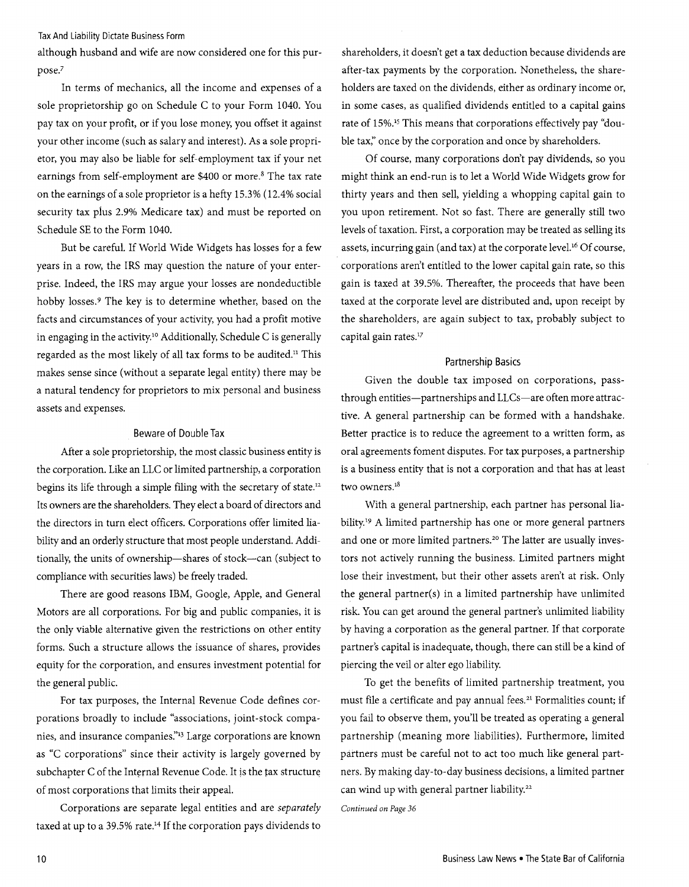although husband and wife are now considered one for this purpose.[7]

In terms of mechanics, all the income and expenses of a sole proprietorship go on Schedule C to your Form 1040. You pay tax on your profit, or if you lose money, you offset it against your other income (such as salary and interest). As a sole proprietor, you may also be liable for self-employment tax if your net earnings from self-employment are $400 or more.[8] The tax rate on the earnings of a sole proprietor is a hefty 15.3% (12.4% social security tax plus 2.9% Medicare tax) and must be reported on Schedule SE to the Form 1040.

But be careful. If World Wide Widgets has losses for a few years in a row, the IRS may question the nature of your enterprise. Indeed, the IRS may argue your losses are nondeductible hobby losses.[9] The key is to determine whether, based on the facts and circumstances of your activity, you had a profit motive in engaging in the activity.[10] Additionally, Schedule C is generally regarded as the most likely of all tax forms to be audited.[11] This makes sense since (without a separate legal entity) there may be a natural tendency for proprietors to mix personal and business assets and expenses.

### Beware of Double Tax

After a sole proprietorship, the most classic business entity is the corporation. Like an LLC or limited partnership, a corporation begins its life through a simple filing with the secretary of state.[12] Its owners are the shareholders. They elect a board of directors and the directors in turn elect officers. Corporations offer limited liability and an orderly structure that most people understand. Additionally, the units of ownership—shares of stock—can (subject to compliance with securities laws) be freely traded.

There are good reasons IBM, Google, Apple, and General Motors are all corporations. For big and public companies, it is the only viable alternative given the restrictions on other entity forms. Such a structure allows the issuance of shares, provides equity for the corporation, and ensures investment potential for the general public.

For tax purposes, the Internal Revenue Code defines corporations broadly to include "associations, joint-stock companies, and insurance companies."[13] Large corporations are known as "C corporations" since their activity is largely governed by subchapter C of the Internal Revenue Code. It is the tax structure of most corporations that limits their appeal.

Corporations are separate legal entities and are *separately* taxed at up to a 39.5% rate.[14] If the corporation pays dividends to shareholders, it doesn't get a tax deduction because dividends are after-tax payments by the corporation. Nonetheless, the shareholders are taxed on the dividends, either as ordinary income or, in some cases, as qualified dividends entitled to a capital gains rate of 15%.[15] This means that corporations effectively pay "double tax," once by the corporation and once by shareholders.

Of course, many corporations don't pay dividends, so you might think an end-run is to let a World Wide Widgets grow for thirty years and then sell, yielding a whopping capital gain to you upon retirement. Not so fast. There are generally still two levels of taxation. First, a corporation may be treated as selling its assets, incurring gain (and tax) at the corporate level.[16] Of course, corporations aren't entitled to the lower capital gain rate, so this gain is taxed at 39.5%. Thereafter, the proceeds that have been taxed at the corporate level are distributed and, upon receipt by the shareholders, are again subject to tax, probably subject to capital gain rates.[17]

### Partnership Basics

Given the double tax imposed on corporations, pass-through entities—partnerships and LLCs—are often more attractive. A general partnership can be formed with a handshake. Better practice is to reduce the agreement to a written form, as oral agreements foment disputes. For tax purposes, a partnership is a business entity that is not a corporation and that has at least two owners.[18]

With a general partnership, each partner has personal liability.[19] A limited partnership has one or more general partners and one or more limited partners.[20] The latter are usually investors not actively running the business. Limited partners might lose their investment, but their other assets aren't at risk. Only the general partner(s) in a limited partnership have unlimited risk. You can get around the general partner's unlimited liability by having a corporation as the general partner. If that corporate partner's capital is inadequate, though, there can still be a kind of piercing the veil or alter ego liability.

To get the benefits of limited partnership treatment, you must file a certificate and pay annual fees.[21] Formalities count; if you fail to observe them, you'll be treated as operating a general partnership (meaning more liabilities). Furthermore, limited partners must be careful not to act too much like general partners. By making day-to-day business decisions, a limited partner can wind up with general partner liability.[22]

*Continued on Page 36*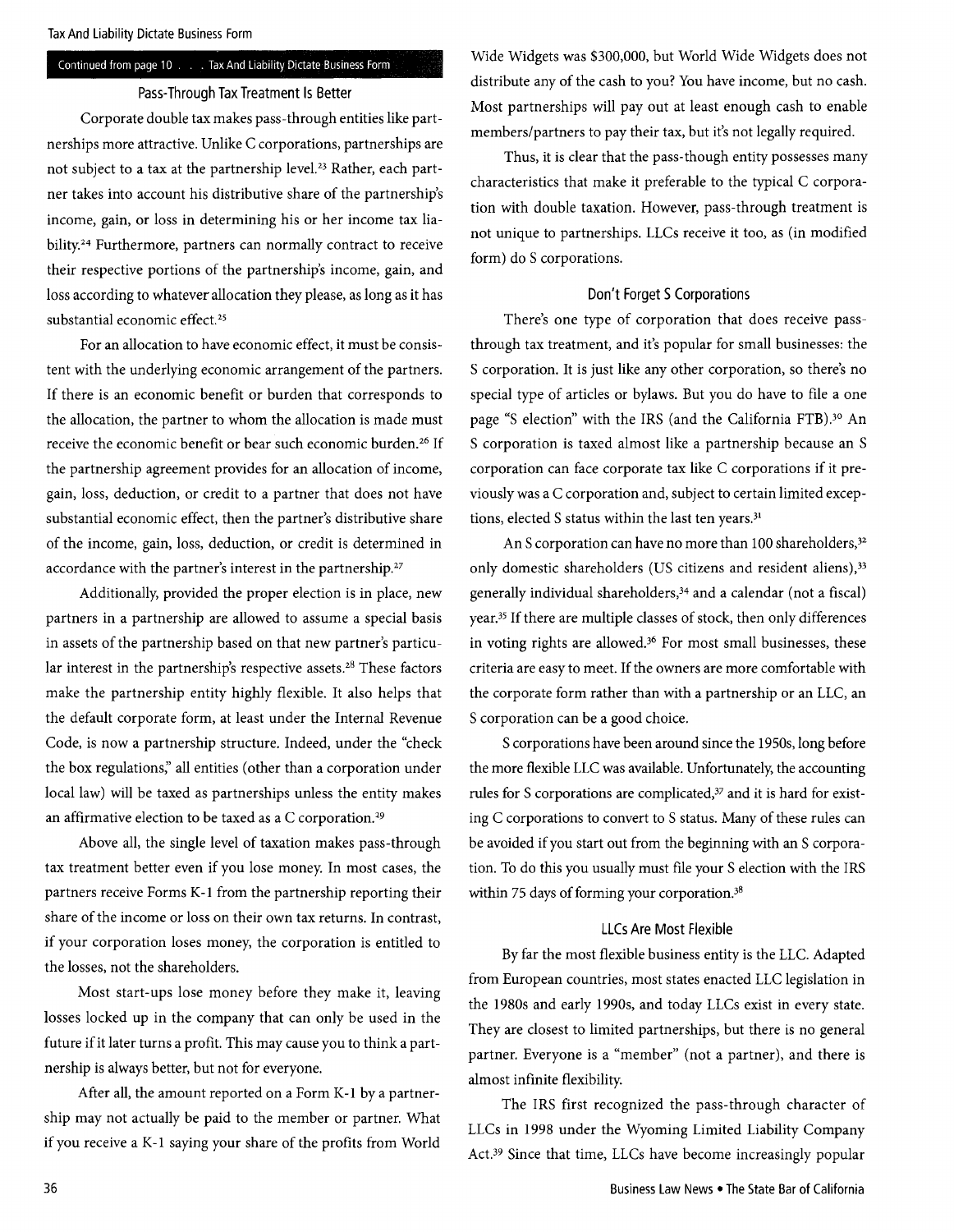Continued from page 10 . . . Tax And Liability Dictate Business Form

## Pass-Through Tax Treatment Is Better

Corporate double tax makes pass-through entities like partnerships more attractive. Unlike C corporations, partnerships are not subject to a tax at the partnership level.[23] Rather, each partner takes into account his distributive share of the partnership's income, gain, or loss in determining his or her income tax liability.[24] Furthermore, partners can normally contract to receive their respective portions of the partnership's income, gain, and loss according to whatever allocation they please, as long as it has substantial economic effect.[25]

For an allocation to have economic effect, it must be consistent with the underlying economic arrangement of the partners. If there is an economic benefit or burden that corresponds to the allocation, the partner to whom the allocation is made must receive the economic benefit or bear such economic burden.[26] If the partnership agreement provides for an allocation of income, gain, loss, deduction, or credit to a partner that does not have substantial economic effect, then the partner's distributive share of the income, gain, loss, deduction, or credit is determined in accordance with the partner's interest in the partnership.[27]

Additionally, provided the proper election is in place, new partners in a partnership are allowed to assume a special basis in assets of the partnership based on that new partner's particular interest in the partnership's respective assets.[28] These factors make the partnership entity highly flexible. It also helps that the default corporate form, at least under the Internal Revenue Code, is now a partnership structure. Indeed, under the "check the box regulations," all entities (other than a corporation under local law) will be taxed as partnerships unless the entity makes an affirmative election to be taxed as a C corporation.[29]

Above all, the single level of taxation makes pass-through tax treatment better even if you lose money. In most cases, the partners receive Forms K-1 from the partnership reporting their share of the income or loss on their own tax returns. In contrast, if your corporation loses money, the corporation is entitled to the losses, not the shareholders.

Most start-ups lose money before they make it, leaving losses locked up in the company that can only be used in the future if it later turns a profit. This may cause you to think a partnership is always better, but not for everyone.

After all, the amount reported on a Form K-1 by a partnership may not actually be paid to the member or partner. What if you receive a K-1 saying your share of the profits from World Wide Widgets was $300,000, but World Wide Widgets does not distribute any of the cash to you? You have income, but no cash. Most partnerships will pay out at least enough cash to enable members/partners to pay their tax, but it's not legally required.

Thus, it is clear that the pass-though entity possesses many characteristics that make it preferable to the typical C corporation with double taxation. However, pass-through treatment is not unique to partnerships. LLCs receive it too, as (in modified form) do S corporations.

## Don't Forget S Corporations

There's one type of corporation that does receive pass-through tax treatment, and it's popular for small businesses: the S corporation. It is just like any other corporation, so there's no special type of articles or bylaws. But you do have to file a one page "S election" with the IRS (and the California FTB).[30] An S corporation is taxed almost like a partnership because an S corporation can face corporate tax like C corporations if it previously was a C corporation and, subject to certain limited exceptions, elected S status within the last ten years.[31]

An S corporation can have no more than 100 shareholders,[32] only domestic shareholders (US citizens and resident aliens),[33] generally individual shareholders,[34] and a calendar (not a fiscal) year.[35] If there are multiple classes of stock, then only differences in voting rights are allowed.[36] For most small businesses, these criteria are easy to meet. If the owners are more comfortable with the corporate form rather than with a partnership or an LLC, an S corporation can be a good choice.

S corporations have been around since the 1950s, long before the more flexible LLC was available. Unfortunately, the accounting rules for S corporations are complicated,[37] and it is hard for existing C corporations to convert to S status. Many of these rules can be avoided if you start out from the beginning with an S corporation. To do this you usually must file your S election with the IRS within 75 days of forming your corporation.[38]

## LLCs Are Most Flexible

By far the most flexible business entity is the LLC. Adapted from European countries, most states enacted LLC legislation in the 1980s and early 1990s, and today LLCs exist in every state. They are closest to limited partnerships, but there is no general partner. Everyone is a "member" (not a partner), and there is almost infinite flexibility.

The IRS first recognized the pass-through character of LLCs in 1998 under the Wyoming Limited Liability Company Act.[39] Since that time, LLCs have become increasingly popular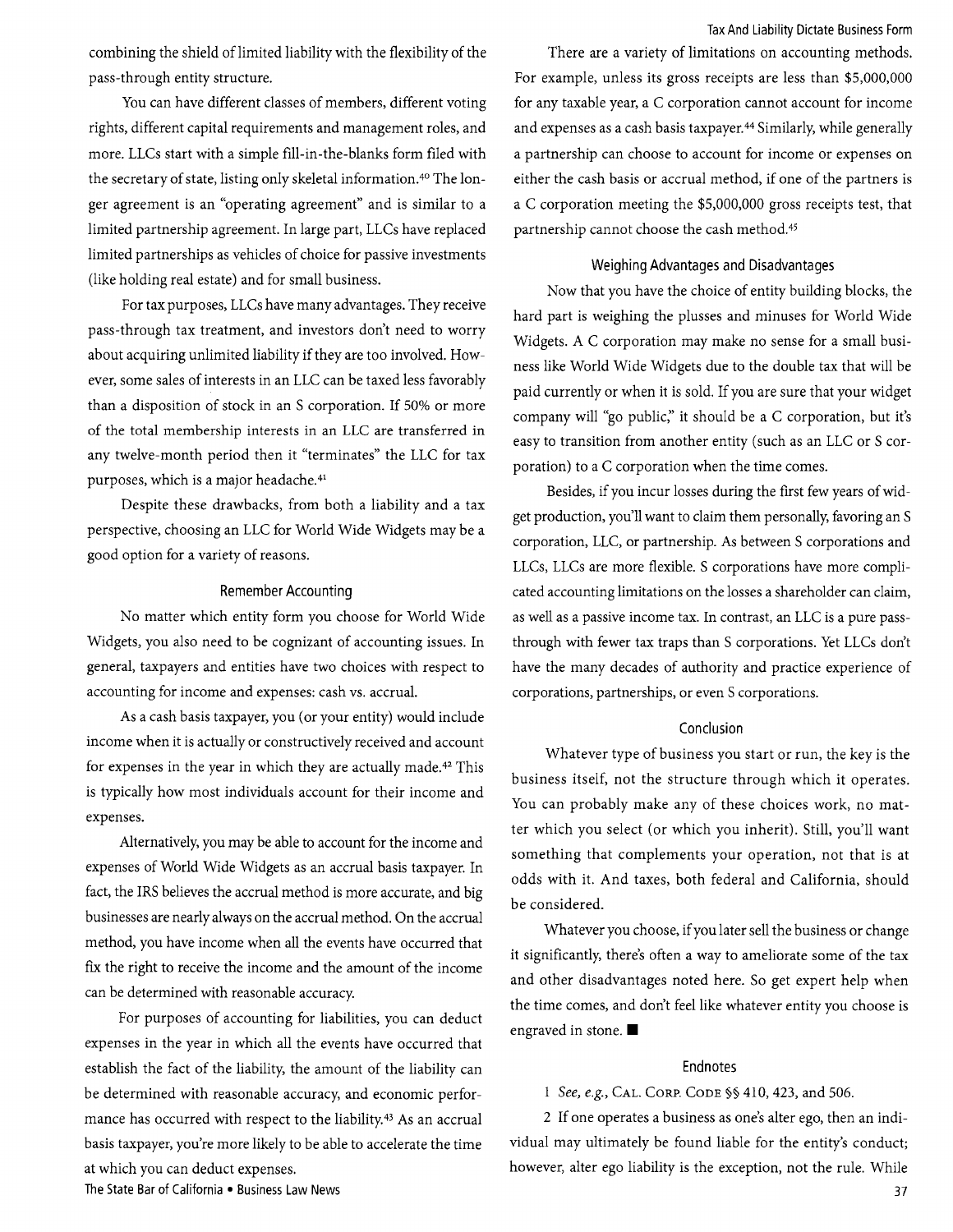combining the shield of limited liability with the flexibility of the pass-through entity structure.

You can have different classes of members, different voting rights, different capital requirements and management roles, and more. LLCs start with a simple fill-in-the-blanks form filed with the secretary of state, listing only skeletal information.[40] The longer agreement is an "operating agreement" and is similar to a limited partnership agreement. In large part, LLCs have replaced limited partnerships as vehicles of choice for passive investments (like holding real estate) and for small business.

For tax purposes, LLCs have many advantages. They receive pass-through tax treatment, and investors don't need to worry about acquiring unlimited liability if they are too involved. However, some sales of interests in an LLC can be taxed less favorably than a disposition of stock in an S corporation. If 50% or more of the total membership interests in an LLC are transferred in any twelve-month period then it "terminates" the LLC for tax purposes, which is a major headache.[41]

Despite these drawbacks, from both a liability and a tax perspective, choosing an LLC for World Wide Widgets may be a good option for a variety of reasons.

## Remember Accounting

No matter which entity form you choose for World Wide Widgets, you also need to be cognizant of accounting issues. In general, taxpayers and entities have two choices with respect to accounting for income and expenses: cash vs. accrual.

As a cash basis taxpayer, you (or your entity) would include income when it is actually or constructively received and account for expenses in the year in which they are actually made.[42] This is typically how most individuals account for their income and expenses.

Alternatively, you may be able to account for the income and expenses of World Wide Widgets as an accrual basis taxpayer. In fact, the IRS believes the accrual method is more accurate, and big businesses are nearly always on the accrual method. On the accrual method, you have income when all the events have occurred that fix the right to receive the income and the amount of the income can be determined with reasonable accuracy.

For purposes of accounting for liabilities, you can deduct expenses in the year in which all the events have occurred that establish the fact of the liability, the amount of the liability can be determined with reasonable accuracy, and economic performance has occurred with respect to the liability.[43] As an accrual basis taxpayer, you're more likely to be able to accelerate the time at which you can deduct expenses.

There are a variety of limitations on accounting methods. For example, unless its gross receipts are less than $5,000,000 for any taxable year, a C corporation cannot account for income and expenses as a cash basis taxpayer.[44] Similarly, while generally a partnership can choose to account for income or expenses on either the cash basis or accrual method, if one of the partners is a C corporation meeting the $5,000,000 gross receipts test, that partnership cannot choose the cash method.[45]

## Weighing Advantages and Disadvantages

Now that you have the choice of entity building blocks, the hard part is weighing the plusses and minuses for World Wide Widgets. A C corporation may make no sense for a small business like World Wide Widgets due to the double tax that will be paid currently or when it is sold. If you are sure that your widget company will "go public," it should be a C corporation, but it's easy to transition from another entity (such as an LLC or S corporation) to a C corporation when the time comes.

Besides, if you incur losses during the first few years of widget production, you'll want to claim them personally, favoring an S corporation, LLC, or partnership. As between S corporations and LLCs, LLCs are more flexible. S corporations have more complicated accounting limitations on the losses a shareholder can claim, as well as a passive income tax. In contrast, an LLC is a pure pass-through with fewer tax traps than S corporations. Yet LLCs don't have the many decades of authority and practice experience of corporations, partnerships, or even S corporations.

## Conclusion

Whatever type of business you start or run, the key is the business itself, not the structure through which it operates. You can probably make any of these choices work, no matter which you select (or which you inherit). Still, you'll want something that complements your operation, not that is at odds with it. And taxes, both federal and California, should be considered.

Whatever you choose, if you later sell the business or change it significantly, there's often a way to ameliorate some of the tax and other disadvantages noted here. So get expert help when the time comes, and don't feel like whatever entity you choose is engraved in stone. ■

## Endnotes

1 *See, e.g.*, Cal. Corp. Code §§ 410, 423, and 506.

2 If one operates a business as one's alter ego, then an individual may ultimately be found liable for the entity's conduct; however, alter ego liability is the exception, not the rule. While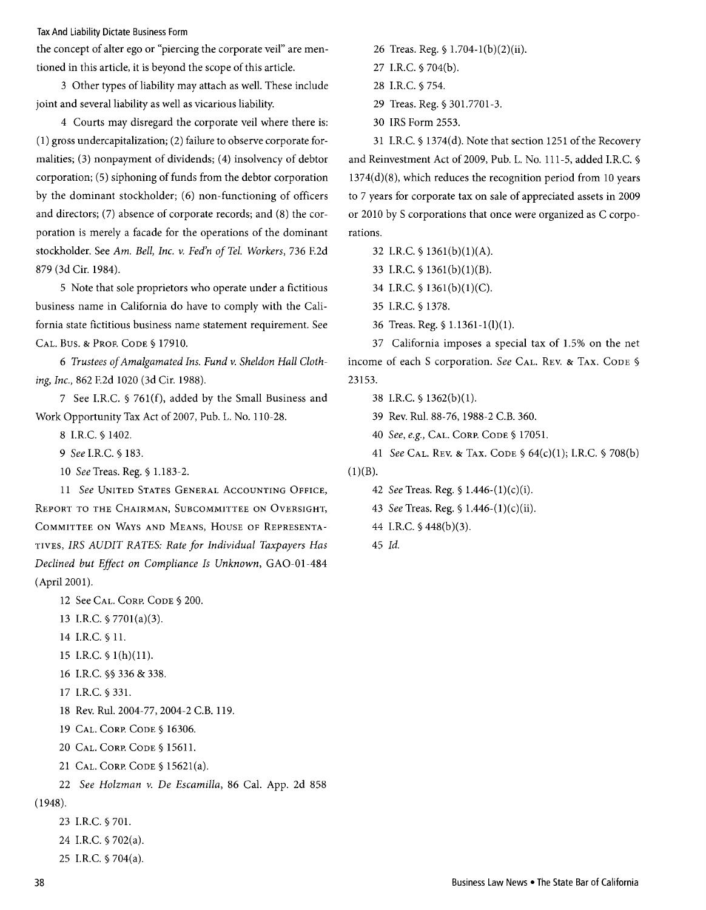the concept of alter ego or "piercing the corporate veil" are mentioned in this article, it is beyond the scope of this article.

3 Other types of liability may attach as well. These include joint and several liability as well as vicarious liability.

4 Courts may disregard the corporate veil where there is: (1) gross undercapitalization; (2) failure to observe corporate formalities; (3) nonpayment of dividends; (4) insolvency of debtor corporation; (5) siphoning of funds from the debtor corporation by the dominant stockholder; (6) non-functioning of officers and directors; (7) absence of corporate records; and (8) the corporation is merely a facade for the operations of the dominant stockholder. See *Am. Bell, Inc. v. Fed'n of Tel. Workers*, 736 F.2d 879 (3d Cir. 1984).

5 Note that sole proprietors who operate under a fictitious business name in California do have to comply with the California state fictitious business name statement requirement. See Cal. Bus. & Prof. Code § 17910.

6 *Trustees of Amalgamated Ins. Fund v. Sheldon Hall Clothing, Inc.*, 862 F.2d 1020 (3d Cir. 1988).

7 See I.R.C. § 761(f), added by the Small Business and Work Opportunity Tax Act of 2007, Pub. L. No. 110-28.

8 I.R.C. § 1402.

9 *See* I.R.C. § 183.

10 *See* Treas. Reg. § 1.183-2.

11 *See* United States General Accounting Office, Report to the Chairman, Subcommittee on Oversight, Committee on Ways and Means, House of Representatives, *IRS AUDIT RATES: Rate for Individual Taxpayers Has Declined but Effect on Compliance Is Unknown*, GAO-01-484 (April 2001).

12 See Cal. Corp. Code § 200.

13 I.R.C. § 7701(a)(3).

14 I.R.C. § 11.

15 I.R.C. § 1(h)(11).

16 I.R.C. §§ 336 & 338.

17 I.R.C. § 331.

18 Rev. Rul. 2004-77, 2004-2 C.B. 119.

19 Cal. Corp. Code § 16306.

20 Cal. Corp. Code § 15611.

21 Cal. Corp. Code § 15621(a).

22 *See Holzman v. De Escamilla*, 86 Cal. App. 2d 858 (1948).

23 I.R.C. § 701.

24 I.R.C. § 702(a).

25 I.R.C. § 704(a).

26 Treas. Reg. § 1.704-1(b)(2)(ii).

27 I.R.C. § 704(b).

28 I.R.C. § 754.

29 Treas. Reg. § 301.7701-3.

30 IRS Form 2553.

31 I.R.C. § 1374(d). Note that section 1251 of the Recovery and Reinvestment Act of 2009, Pub. L. No. 111-5, added I.R.C. § 1374(d)(8), which reduces the recognition period from 10 years to 7 years for corporate tax on sale of appreciated assets in 2009 or 2010 by S corporations that once were organized as C corporations.

32 I.R.C. § 1361(b)(1)(A).

33 I.R.C. § 1361(b)(1)(B).

34 I.R.C. § 1361(b)(1)(C).

35 I.R.C. § 1378.

36 Treas. Reg. § 1.1361-1(l)(1).

37 California imposes a special tax of 1.5% on the net income of each S corporation. *See* Cal. Rev. & Tax. Code § 23153.

38 I.R.C. § 1362(b)(1).

39 Rev. Rul. 88-76, 1988-2 C.B. 360.

40 *See, e.g.*, Cal. Corp. Code § 17051.

41 *See* Cal. Rev. & Tax. Code § 64(c)(1); I.R.C. § 708(b)(1)(B).

42 *See* Treas. Reg. § 1.446-(1)(c)(i).

43 *See* Treas. Reg. § 1.446-(1)(c)(ii).

44 I.R.C. § 448(b)(3).

45 *Id.*